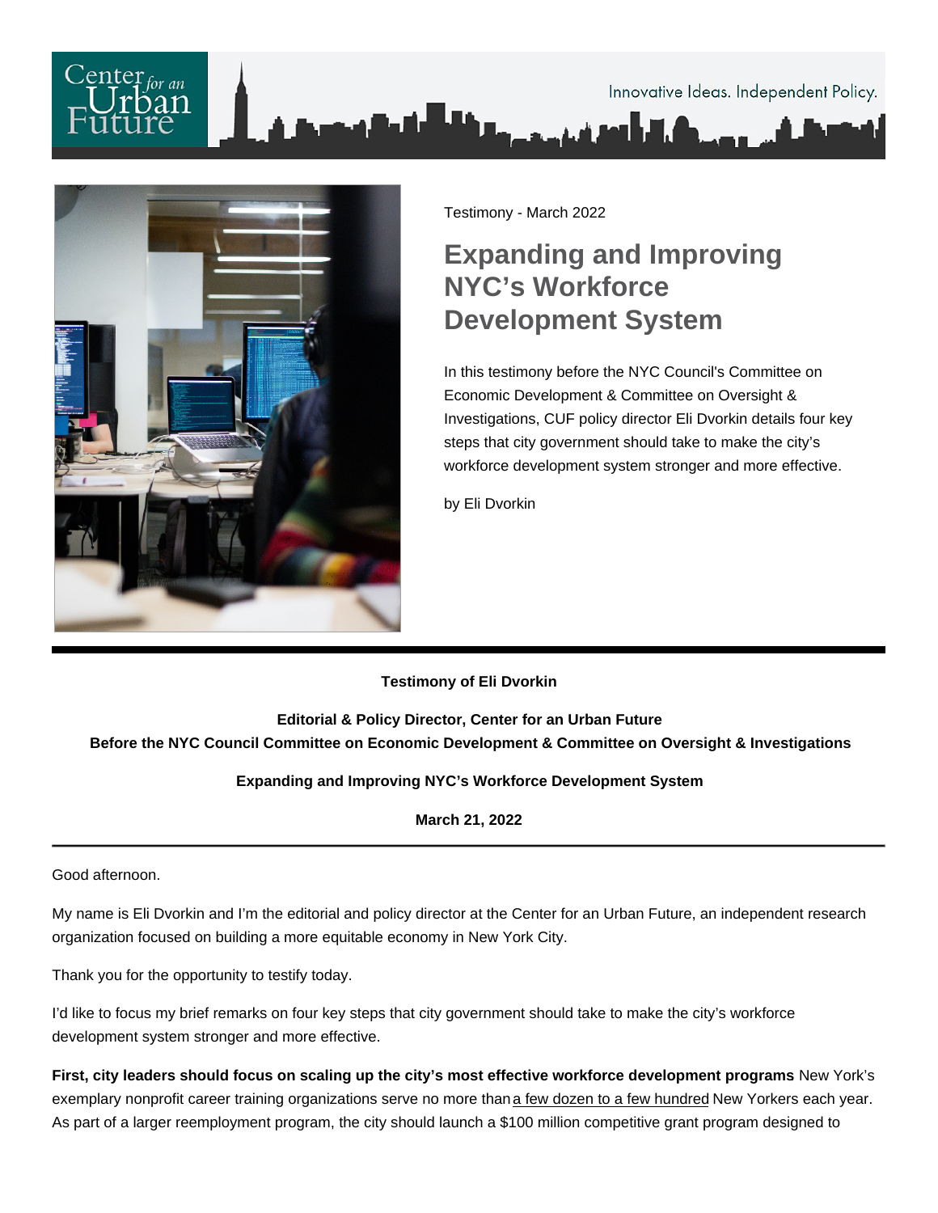Testimony - March 2022

# Expanding and Improving NYC's Workforce Development System

In this testimony before the NYC Council's Committee on Economic Development & Committee on Oversight & Investigations, CUF policy director Eli Dvorkin details four key steps that city government should take to make the city's workforce development system stronger and more effective.

by Eli Dvorkin

---

**Testimony of Eli Dvorkin**

**Editorial & Policy Director, Center for an Urban Future**
**Before the NYC Council Committee on Economic Development & Committee on Oversight & Investigations**

**Expanding and Improving NYC's Workforce Development System**

**March 21, 2022**

---

Good afternoon.

My name is Eli Dvorkin and I'm the editorial and policy director at the Center for an Urban Future, an independent research organization focused on building a more equitable economy in New York City.

Thank you for the opportunity to testify today.

I'd like to focus my brief remarks on four key steps that city government should take to make the city's workforce development system stronger and more effective.

**First, city leaders should focus on scaling up the city's most effective workforce development programs** New York's exemplary nonprofit career training organizations serve no more than a few dozen to a few hundred New Yorkers each year. As part of a larger reemployment program, the city should launch a $100 million competitive grant program designed to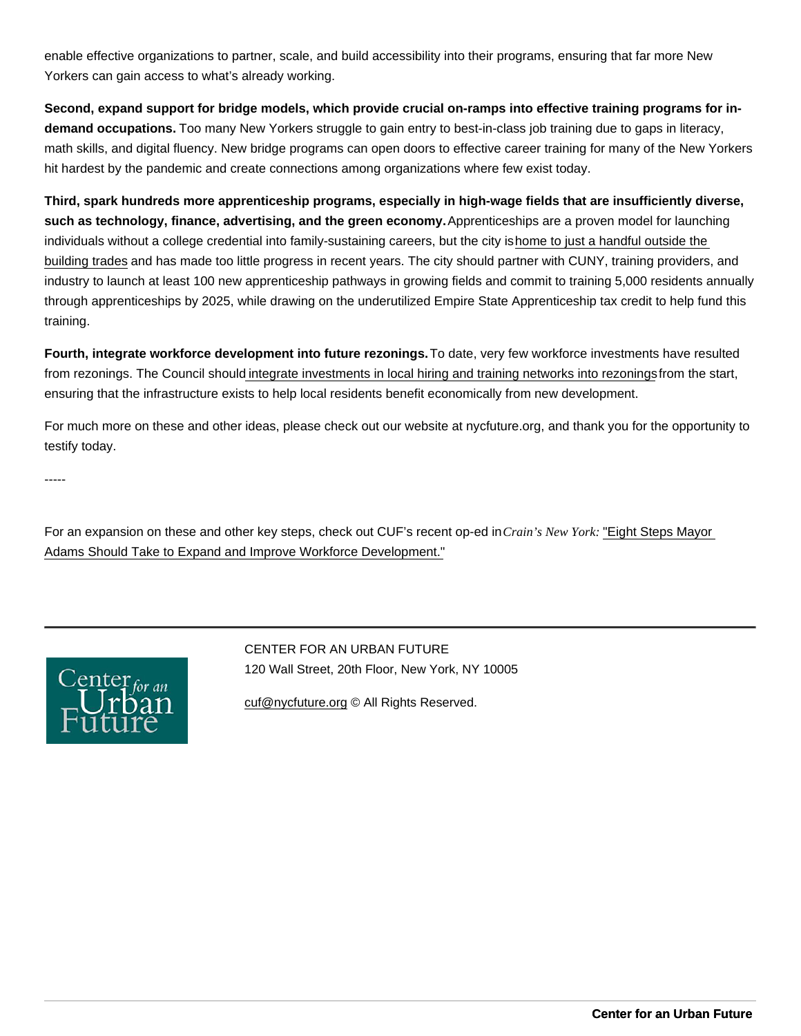enable effective organizations to partner, scale, and build accessibility into their programs, ensuring that far more New Yorkers can gain access to what's already working.

**Second, expand support for bridge models, which provide crucial on-ramps into effective training programs for in-demand occupations.** Too many New Yorkers struggle to gain entry to best-in-class job training due to gaps in literacy, math skills, and digital fluency. New bridge programs can open doors to effective career training for many of the New Yorkers hit hardest by the pandemic and create connections among organizations where few exist today.

**Third, spark hundreds more apprenticeship programs, especially in high-wage fields that are insufficiently diverse, such as technology, finance, advertising, and the green economy.** Apprenticeships are a proven model for launching individuals without a college credential into family-sustaining careers, but the city is home to just a handful outside the building trades and has made too little progress in recent years. The city should partner with CUNY, training providers, and industry to launch at least 100 new apprenticeship pathways in growing fields and commit to training 5,000 residents annually through apprenticeships by 2025, while drawing on the underutilized Empire State Apprenticeship tax credit to help fund this training.

**Fourth, integrate workforce development into future rezonings.** To date, very few workforce investments have resulted from rezonings. The Council should integrate investments in local hiring and training networks into rezonings from the start, ensuring that the infrastructure exists to help local residents benefit economically from new development.

For much more on these and other ideas, please check out our website at nycfuture.org, and thank you for the opportunity to testify today.

-----

For an expansion on these and other key steps, check out CUF's recent op-ed in *Crain's New York:* "Eight Steps Mayor Adams Should Take to Expand and Improve Workforce Development."

---

Center for an Urban Future

CENTER FOR AN URBAN FUTURE
120 Wall Street, 20th Floor, New York, NY 10005

cuf@nycfuture.org © All Rights Reserved.